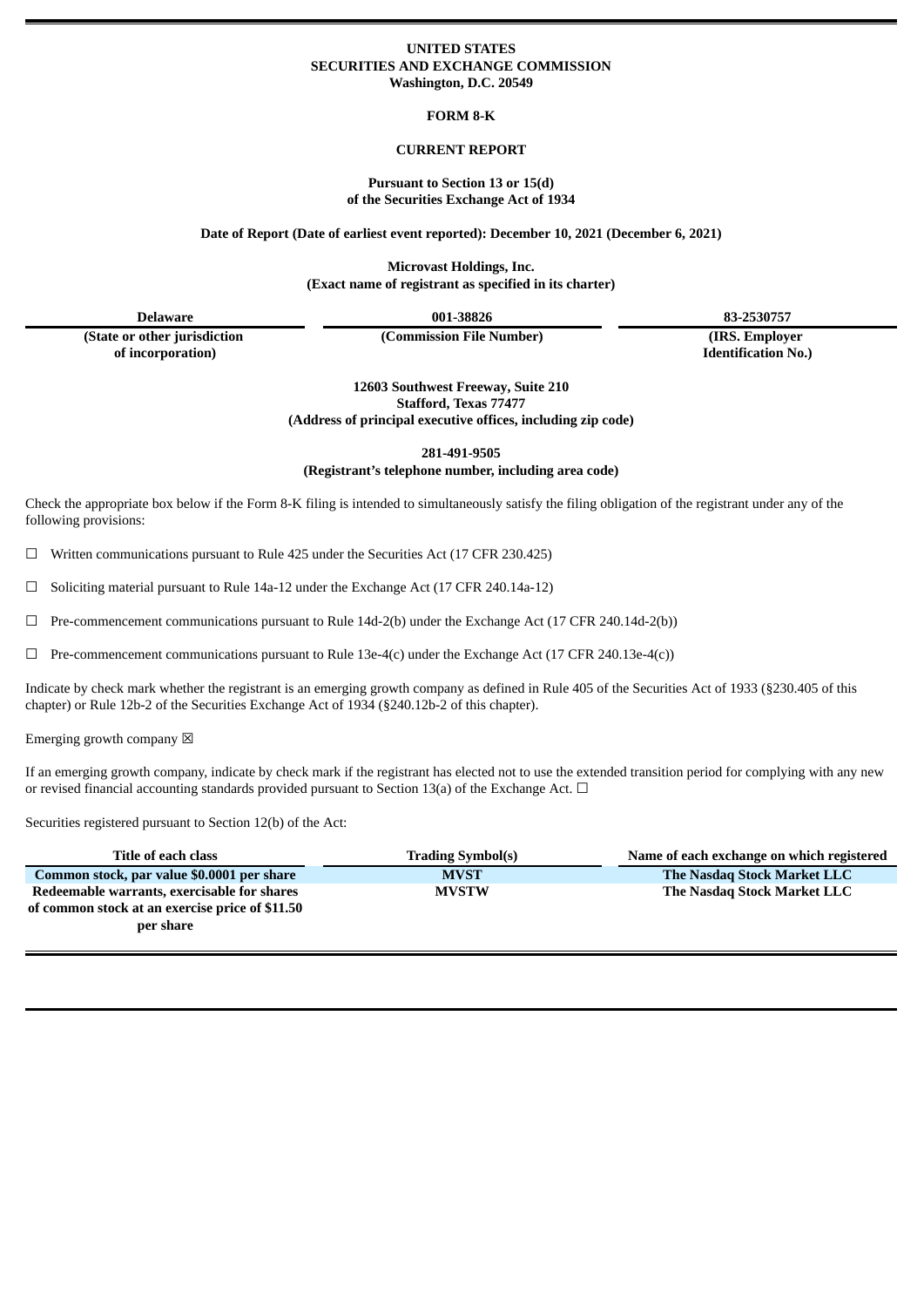**UNITED STATES**
**SECURITIES AND EXCHANGE COMMISSION**
**Washington, D.C. 20549**

**FORM 8-K**

**CURRENT REPORT**

**Pursuant to Section 13 or 15(d)**
**of the Securities Exchange Act of 1934**

**Date of Report (Date of earliest event reported): December 10, 2021 (December 6, 2021)**

**Microvast Holdings, Inc.**
**(Exact name of registrant as specified in its charter)**

| Delaware | 001-38826 | 83-2530757 |
|---|---|---|
| (State or other jurisdiction of incorporation) | (Commission File Number) | (IRS. Employer Identification No.) |

**12603 Southwest Freeway, Suite 210**
**Stafford, Texas 77477**
**(Address of principal executive offices, including zip code)**

**281-491-9505**
**(Registrant's telephone number, including area code)**

Check the appropriate box below if the Form 8-K filing is intended to simultaneously satisfy the filing obligation of the registrant under any of the following provisions:

☐ Written communications pursuant to Rule 425 under the Securities Act (17 CFR 230.425)

☐ Soliciting material pursuant to Rule 14a-12 under the Exchange Act (17 CFR 240.14a-12)

☐ Pre-commencement communications pursuant to Rule 14d-2(b) under the Exchange Act (17 CFR 240.14d-2(b))

☐ Pre-commencement communications pursuant to Rule 13e-4(c) under the Exchange Act (17 CFR 240.13e-4(c))

Indicate by check mark whether the registrant is an emerging growth company as defined in Rule 405 of the Securities Act of 1933 (§230.405 of this chapter) or Rule 12b-2 of the Securities Exchange Act of 1934 (§240.12b-2 of this chapter).

Emerging growth company ☒

If an emerging growth company, indicate by check mark if the registrant has elected not to use the extended transition period for complying with any new or revised financial accounting standards provided pursuant to Section 13(a) of the Exchange Act. ☐

Securities registered pursuant to Section 12(b) of the Act:

| Title of each class | Trading Symbol(s) | Name of each exchange on which registered |
|---|---|---|
| **Common stock, par value $0.0001 per share** | **MVST** | **The Nasdaq Stock Market LLC** |
| **Redeemable warrants, exercisable for shares of common stock at an exercise price of $11.50 per share** | **MVSTW** | **The Nasdaq Stock Market LLC** |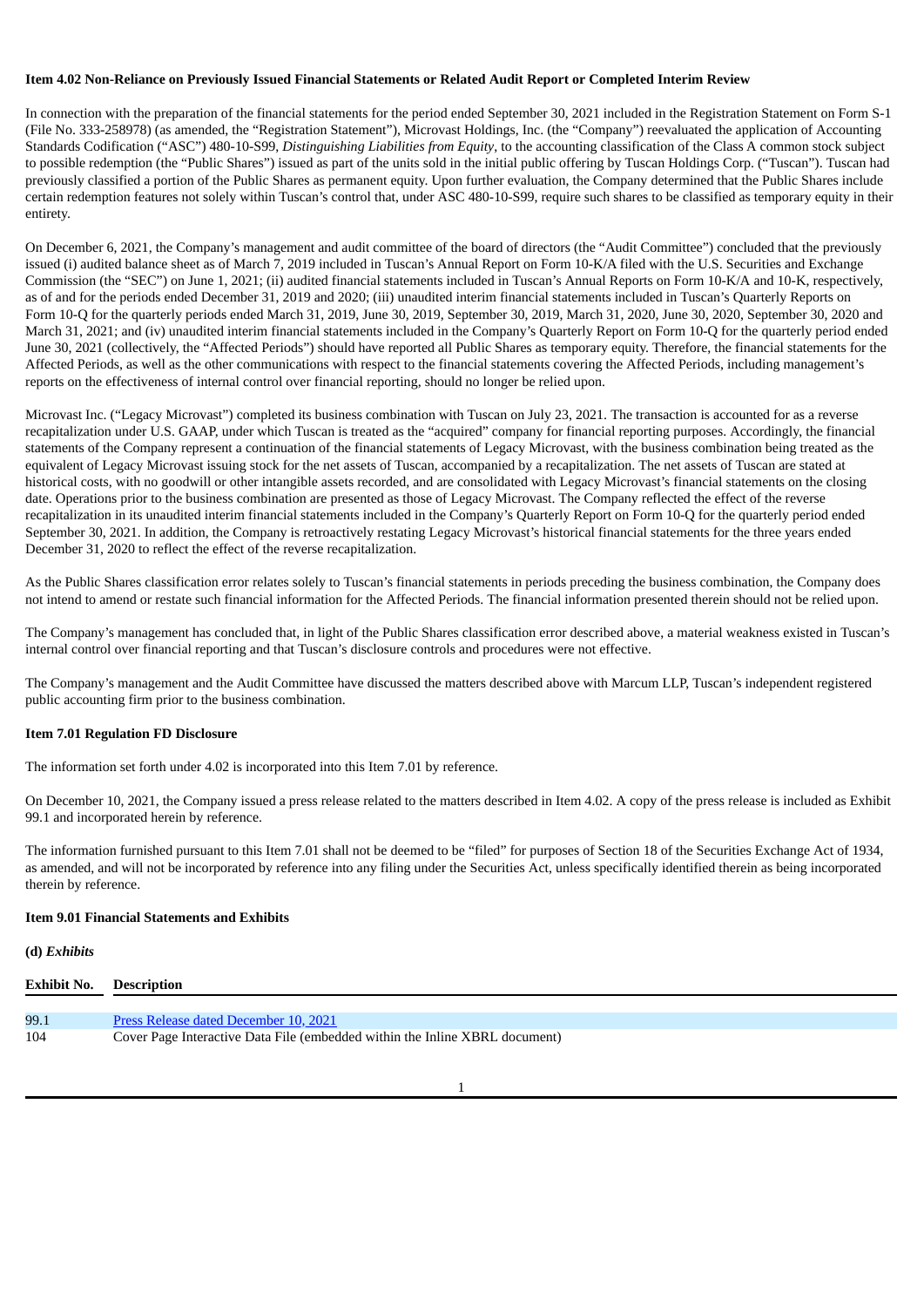**Item 4.02 Non-Reliance on Previously Issued Financial Statements or Related Audit Report or Completed Interim Review**

In connection with the preparation of the financial statements for the period ended September 30, 2021 included in the Registration Statement on Form S-1 (File No. 333-258978) (as amended, the "Registration Statement"), Microvast Holdings, Inc. (the "Company") reevaluated the application of Accounting Standards Codification ("ASC") 480-10-S99, *Distinguishing Liabilities from Equity*, to the accounting classification of the Class A common stock subject to possible redemption (the "Public Shares") issued as part of the units sold in the initial public offering by Tuscan Holdings Corp. ("Tuscan"). Tuscan had previously classified a portion of the Public Shares as permanent equity. Upon further evaluation, the Company determined that the Public Shares include certain redemption features not solely within Tuscan's control that, under ASC 480-10-S99, require such shares to be classified as temporary equity in their entirety.

On December 6, 2021, the Company's management and audit committee of the board of directors (the "Audit Committee") concluded that the previously issued (i) audited balance sheet as of March 7, 2019 included in Tuscan's Annual Report on Form 10-K/A filed with the U.S. Securities and Exchange Commission (the "SEC") on June 1, 2021; (ii) audited financial statements included in Tuscan's Annual Reports on Form 10-K/A and 10-K, respectively, as of and for the periods ended December 31, 2019 and 2020; (iii) unaudited interim financial statements included in Tuscan's Quarterly Reports on Form 10-Q for the quarterly periods ended March 31, 2019, June 30, 2019, September 30, 2019, March 31, 2020, June 30, 2020, September 30, 2020 and March 31, 2021; and (iv) unaudited interim financial statements included in the Company's Quarterly Report on Form 10-Q for the quarterly period ended June 30, 2021 (collectively, the "Affected Periods") should have reported all Public Shares as temporary equity. Therefore, the financial statements for the Affected Periods, as well as the other communications with respect to the financial statements covering the Affected Periods, including management's reports on the effectiveness of internal control over financial reporting, should no longer be relied upon.

Microvast Inc. ("Legacy Microvast") completed its business combination with Tuscan on July 23, 2021. The transaction is accounted for as a reverse recapitalization under U.S. GAAP, under which Tuscan is treated as the "acquired" company for financial reporting purposes. Accordingly, the financial statements of the Company represent a continuation of the financial statements of Legacy Microvast, with the business combination being treated as the equivalent of Legacy Microvast issuing stock for the net assets of Tuscan, accompanied by a recapitalization. The net assets of Tuscan are stated at historical costs, with no goodwill or other intangible assets recorded, and are consolidated with Legacy Microvast's financial statements on the closing date. Operations prior to the business combination are presented as those of Legacy Microvast. The Company reflected the effect of the reverse recapitalization in its unaudited interim financial statements included in the Company's Quarterly Report on Form 10-Q for the quarterly period ended September 30, 2021. In addition, the Company is retroactively restating Legacy Microvast's historical financial statements for the three years ended December 31, 2020 to reflect the effect of the reverse recapitalization.

As the Public Shares classification error relates solely to Tuscan's financial statements in periods preceding the business combination, the Company does not intend to amend or restate such financial information for the Affected Periods. The financial information presented therein should not be relied upon.

The Company's management has concluded that, in light of the Public Shares classification error described above, a material weakness existed in Tuscan's internal control over financial reporting and that Tuscan's disclosure controls and procedures were not effective.

The Company's management and the Audit Committee have discussed the matters described above with Marcum LLP, Tuscan's independent registered public accounting firm prior to the business combination.

**Item 7.01 Regulation FD Disclosure**

The information set forth under 4.02 is incorporated into this Item 7.01 by reference.

On December 10, 2021, the Company issued a press release related to the matters described in Item 4.02. A copy of the press release is included as Exhibit 99.1 and incorporated herein by reference.

The information furnished pursuant to this Item 7.01 shall not be deemed to be "filed" for purposes of Section 18 of the Securities Exchange Act of 1934, as amended, and will not be incorporated by reference into any filing under the Securities Act, unless specifically identified therein as being incorporated therein by reference.

**Item 9.01 Financial Statements and Exhibits**

**(d)** ***Exhibits***

| Exhibit No. | Description |
|---|---|
| 99.1 | Press Release dated December 10, 2021 |
| 104 | Cover Page Interactive Data File (embedded within the Inline XBRL document) |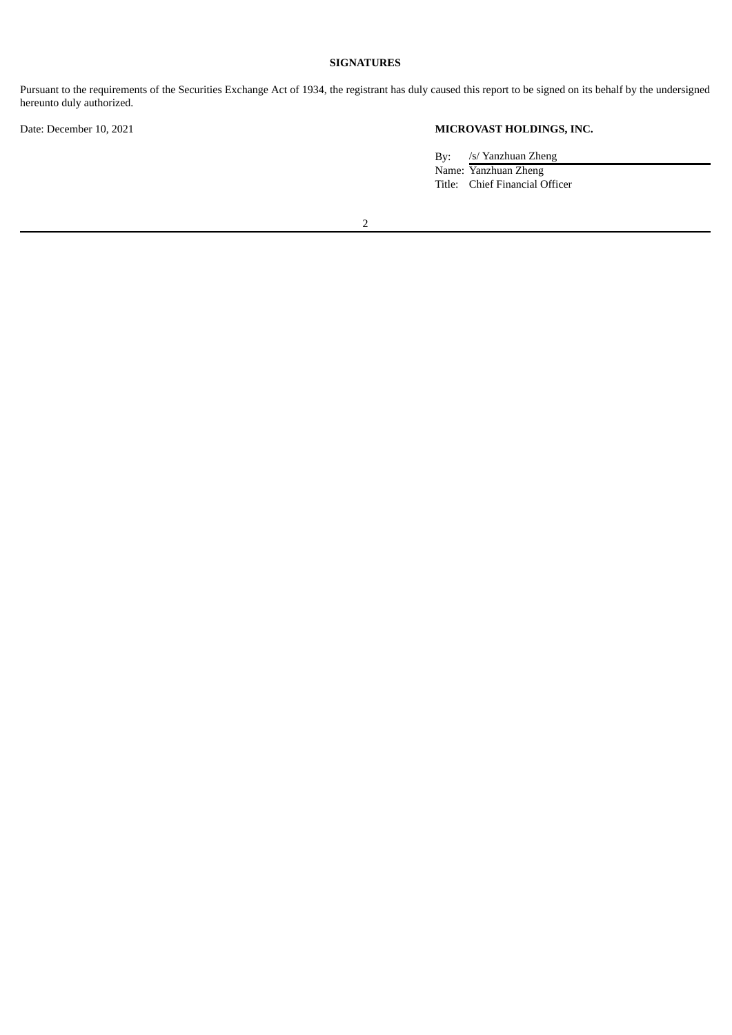**SIGNATURES**

Pursuant to the requirements of the Securities Exchange Act of 1934, the registrant has duly caused this report to be signed on its behalf by the undersigned hereunto duly authorized.

Date: December 10, 2021

**MICROVAST HOLDINGS, INC.**

By: /s/ Yanzhuan Zheng
Name: Yanzhuan Zheng
Title: Chief Financial Officer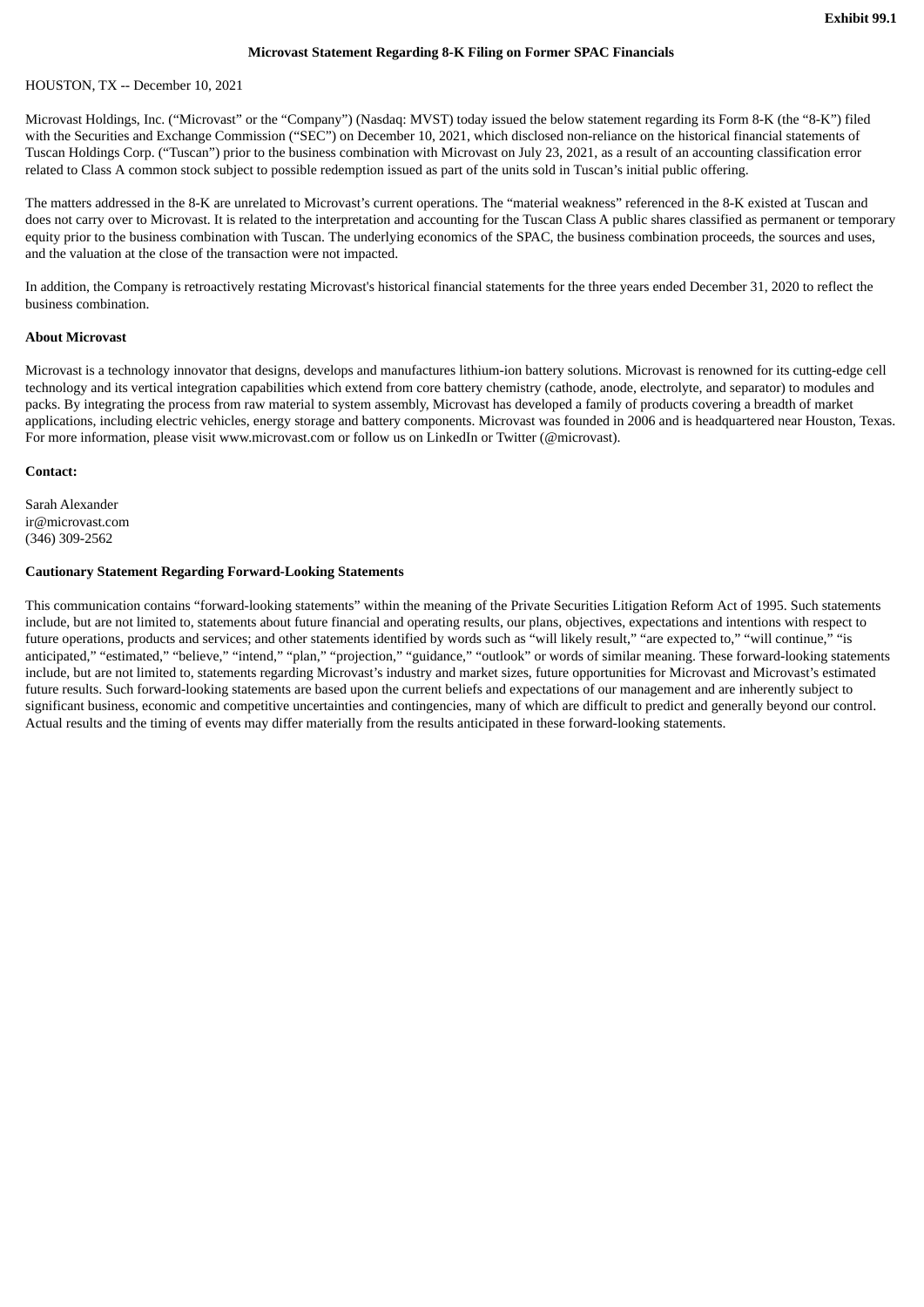**Exhibit 99.1**

**Microvast Statement Regarding 8-K Filing on Former SPAC Financials**

HOUSTON, TX -- December 10, 2021

Microvast Holdings, Inc. ("Microvast" or the "Company") (Nasdaq: MVST) today issued the below statement regarding its Form 8-K (the "8-K") filed with the Securities and Exchange Commission ("SEC") on December 10, 2021, which disclosed non-reliance on the historical financial statements of Tuscan Holdings Corp. ("Tuscan") prior to the business combination with Microvast on July 23, 2021, as a result of an accounting classification error related to Class A common stock subject to possible redemption issued as part of the units sold in Tuscan's initial public offering.

The matters addressed in the 8-K are unrelated to Microvast's current operations. The "material weakness" referenced in the 8-K existed at Tuscan and does not carry over to Microvast. It is related to the interpretation and accounting for the Tuscan Class A public shares classified as permanent or temporary equity prior to the business combination with Tuscan. The underlying economics of the SPAC, the business combination proceeds, the sources and uses, and the valuation at the close of the transaction were not impacted.

In addition, the Company is retroactively restating Microvast's historical financial statements for the three years ended December 31, 2020 to reflect the business combination.

**About Microvast**

Microvast is a technology innovator that designs, develops and manufactures lithium-ion battery solutions. Microvast is renowned for its cutting-edge cell technology and its vertical integration capabilities which extend from core battery chemistry (cathode, anode, electrolyte, and separator) to modules and packs. By integrating the process from raw material to system assembly, Microvast has developed a family of products covering a breadth of market applications, including electric vehicles, energy storage and battery components. Microvast was founded in 2006 and is headquartered near Houston, Texas. For more information, please visit www.microvast.com or follow us on LinkedIn or Twitter (@microvast).

**Contact:**

Sarah Alexander
ir@microvast.com
(346) 309-2562

**Cautionary Statement Regarding Forward-Looking Statements**

This communication contains "forward-looking statements" within the meaning of the Private Securities Litigation Reform Act of 1995. Such statements include, but are not limited to, statements about future financial and operating results, our plans, objectives, expectations and intentions with respect to future operations, products and services; and other statements identified by words such as "will likely result," "are expected to," "will continue," "is anticipated," "estimated," "believe," "intend," "plan," "projection," "guidance," "outlook" or words of similar meaning. These forward-looking statements include, but are not limited to, statements regarding Microvast's industry and market sizes, future opportunities for Microvast and Microvast's estimated future results. Such forward-looking statements are based upon the current beliefs and expectations of our management and are inherently subject to significant business, economic and competitive uncertainties and contingencies, many of which are difficult to predict and generally beyond our control. Actual results and the timing of events may differ materially from the results anticipated in these forward-looking statements.